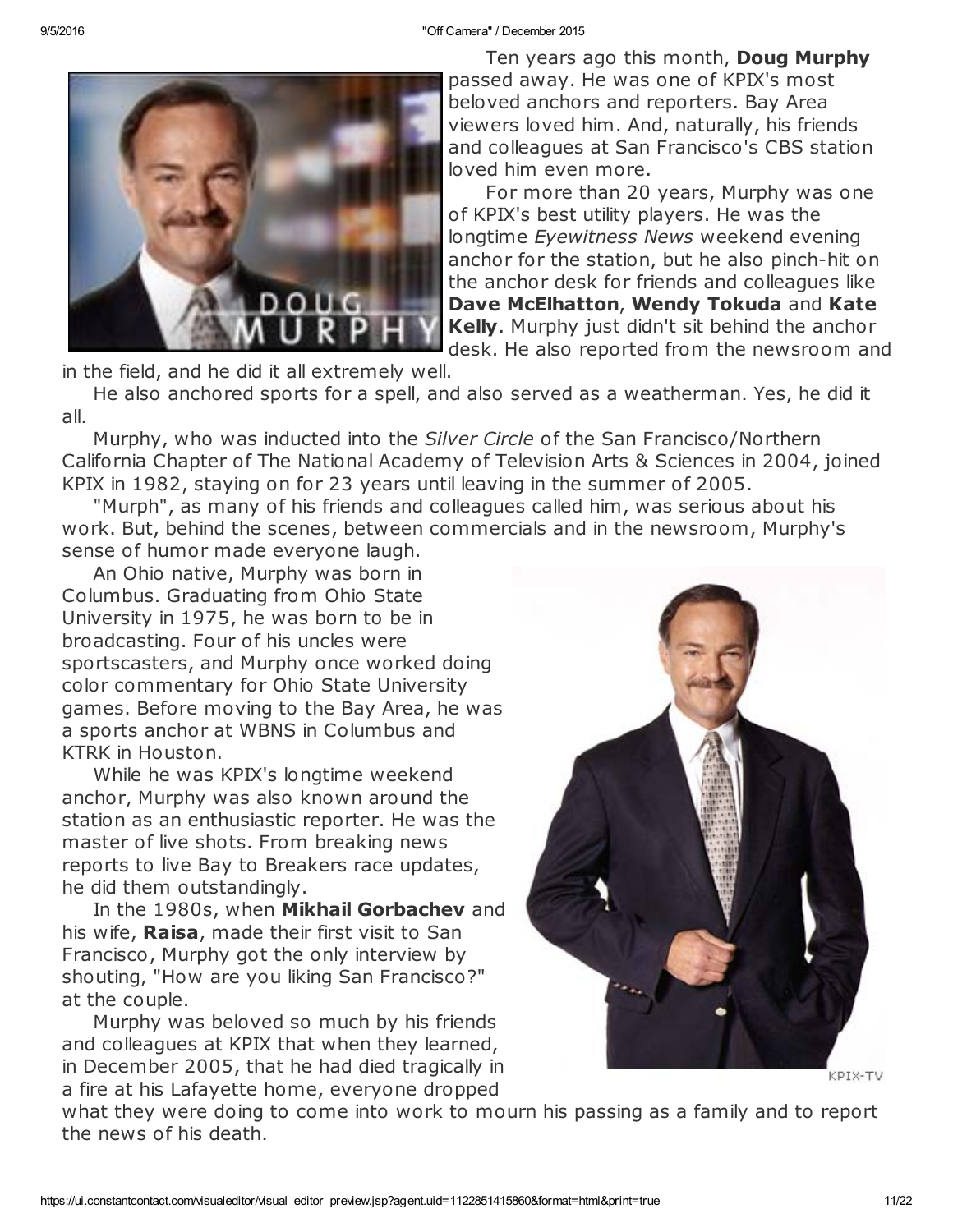Ten years ago this month, **Doug Murphy** passed away. He was one of KPIX's most beloved anchors and reporters. Bay Area viewers loved him. And, naturally, his friends and colleagues at San Francisco's CBS station loved him even more.

For more than 20 years, Murphy was one of KPIX's best utility players. He was the longtime *Eyewitness News* weekend evening anchor for the station, but he also pinch-hit on the anchor desk for friends and colleagues like **Dave McElhatton**, **Wendy Tokuda** and **Kate Kelly**. Murphy just didn't sit behind the anchor desk. He also reported from the newsroom and in the field, and he did it all extremely well.

He also anchored sports for a spell, and also served as a weatherman. Yes, he did it all.

Murphy, who was inducted into the *Silver Circle* of the San Francisco/Northern California Chapter of The National Academy of Television Arts & Sciences in 2004, joined KPIX in 1982, staying on for 23 years until leaving in the summer of 2005.

"Murph", as many of his friends and colleagues called him, was serious about his work. But, behind the scenes, between commercials and in the newsroom, Murphy's sense of humor made everyone laugh.

An Ohio native, Murphy was born in Columbus. Graduating from Ohio State University in 1975, he was born to be in broadcasting. Four of his uncles were sportscasters, and Murphy once worked doing color commentary for Ohio State University games. Before moving to the Bay Area, he was a sports anchor at WBNS in Columbus and KTRK in Houston.

While he was KPIX's longtime weekend anchor, Murphy was also known around the station as an enthusiastic reporter. He was the master of live shots. From breaking news reports to live Bay to Breakers race updates, he did them outstandingly.

In the 1980s, when **Mikhail Gorbachev** and his wife, **Raisa**, made their first visit to San Francisco, Murphy got the only interview by shouting, "How are you liking San Francisco?" at the couple.

Murphy was beloved so much by his friends and colleagues at KPIX that when they learned, in December 2005, that he had died tragically in a fire at his Lafayette home, everyone dropped what they were doing to come into work to mourn his passing as a family and to report the news of his death.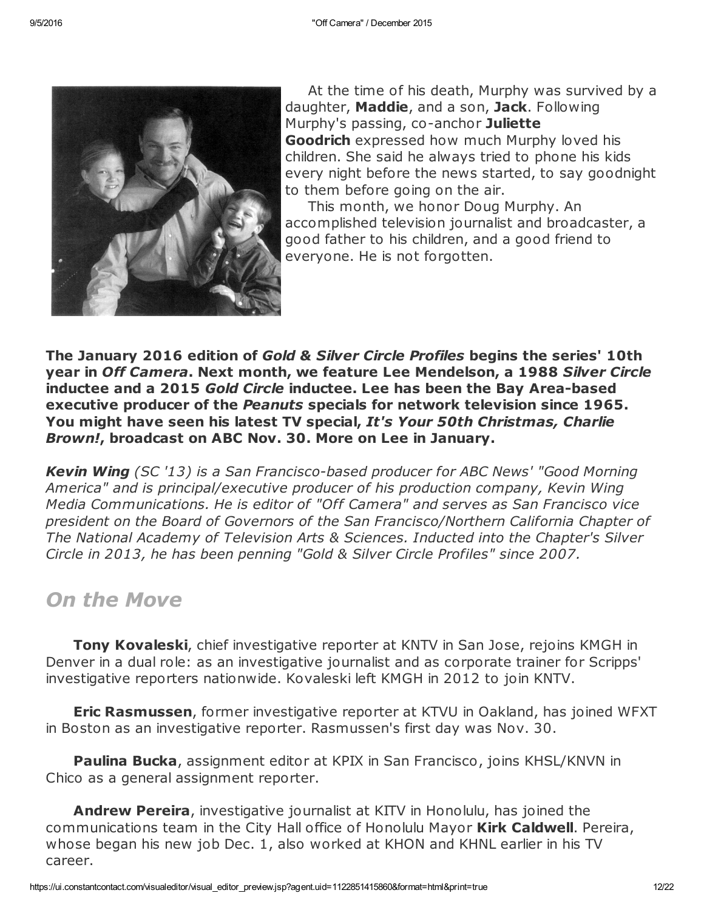At the time of his death, Murphy was survived by a daughter, **Maddie**, and a son, **Jack**. Following Murphy's passing, co-anchor **Juliette Goodrich** expressed how much Murphy loved his children. She said he always tried to phone his kids every night before the news started, to say goodnight to them before going on the air.

This month, we honor Doug Murphy. An accomplished television journalist and broadcaster, a good father to his children, and a good friend to everyone. He is not forgotten.

**The January 2016 edition of *Gold & Silver Circle Profiles* begins the series' 10th year in *Off Camera*. Next month, we feature Lee Mendelson, a 1988 *Silver Circle* inductee and a 2015 *Gold Circle* inductee. Lee has been the Bay Area-based executive producer of the *Peanuts* specials for network television since 1965. You might have seen his latest TV special, *It's Your 50th Christmas, Charlie Brown!*, broadcast on ABC Nov. 30. More on Lee in January.**

***Kevin Wing*** *(SC '13) is a San Francisco-based producer for ABC News' "Good Morning America" and is principal/executive producer of his production company, Kevin Wing Media Communications. He is editor of "Off Camera" and serves as San Francisco vice president on the Board of Governors of the San Francisco/Northern California Chapter of The National Academy of Television Arts & Sciences. Inducted into the Chapter's Silver Circle in 2013, he has been penning "Gold & Silver Circle Profiles" since 2007.*

## *On the Move*

**Tony Kovaleski**, chief investigative reporter at KNTV in San Jose, rejoins KMGH in Denver in a dual role: as an investigative journalist and as corporate trainer for Scripps' investigative reporters nationwide. Kovaleski left KMGH in 2012 to join KNTV.

**Eric Rasmussen**, former investigative reporter at KTVU in Oakland, has joined WFXT in Boston as an investigative reporter. Rasmussen's first day was Nov. 30.

**Paulina Bucka**, assignment editor at KPIX in San Francisco, joins KHSL/KNVN in Chico as a general assignment reporter.

**Andrew Pereira**, investigative journalist at KITV in Honolulu, has joined the communications team in the City Hall office of Honolulu Mayor **Kirk Caldwell**. Pereira, whose began his new job Dec. 1, also worked at KHON and KHNL earlier in his TV career.